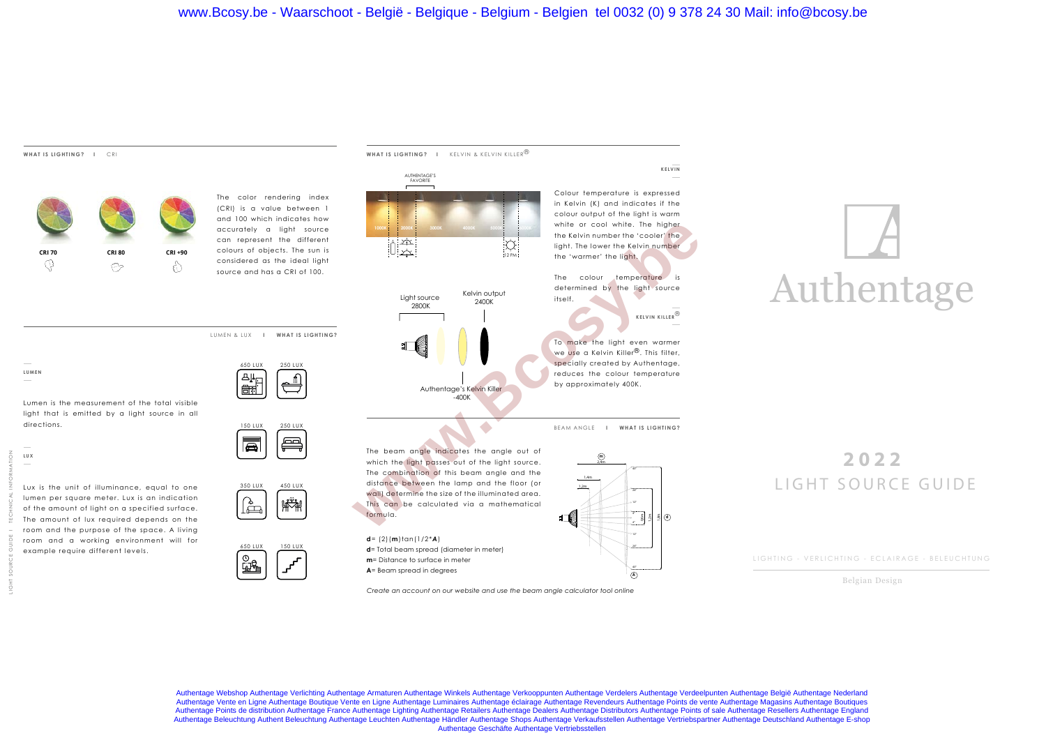www.Bcosy.be - Waarschoot - België - Belgique - Belgium - Belgien tel 0032 (0) 9 378 24 30 Mail: info@bcosy.be

## WHAT IS LIGHTING? I CRI

CRI 70 — CRI 80 — CRI +90

The color rendering index (CRI) is a value between 1 and 100 which indicates how accurately a light source can represent the different colours of objects. The sun is considered as the ideal light source and has a CRI of 100.

## LUMEN & LUX I WHAT IS LIGHTING?

### LUMEN

Lumen is the measurement of the total visible light that is emitted by a light source in all directions.

### LUX

Lux is the unit of illuminance, equal to one lumen per square meter. Lux is an indication of the amount of light on a specified surface. The amount of lux required depends on the room and the purpose of the space. A living room and a working environment will for example require different levels.

650 LUX — 250 LUX — 150 LUX — 250 LUX — 350 LUX — 450 LUX — 650 LUX — 150 LUX

## WHAT IS LIGHTING? I KELVIN & KELVIN KILLER®

AUTHENTAGE'S FAVORITE

1000K — 2000K — 3000K — 4000K — 5000K

12 PM

### KELVIN

Colour temperature is expressed in Kelvin (K) and indicates if the colour output of the light is warm white or cool white. The higher the Kelvin number the 'cooler' the light. The lower the Kelvin number the 'warmer' the light.

The colour temperature is determined by the light source itself.

Light source 2800K — Kelvin output 2400K

Authentage's Kelvin Killer -400K

### KELVIN KILLER®

To make the light even warmer we use a Kelvin Killer®. This filter, specially created by Authentage, reduces the colour temperature by approximately 400K.

## BEAM ANGLE I WHAT IS LIGHTING?

The beam angle indicates the angle out of which the light passes out of the light source. The combination of this beam angle and the distance between the lamp and the floor (or wall) determine the size of the illuminated area. This can be calculated via a mathematical formula.

**d**= (2)(**m**)tan(1/2\****A***)
**d**= Total beam spread (diameter in meter)
**m**= Distance to surface in meter
**A**= Beam spread in degrees

*Create an account on our website and use the beam angle calculator tool online*

# Authentage

# 2022
# LIGHT SOURCE GUIDE

LIGHTING - VERLICHTING - ECLAIRAGE - BELEUCHTUNG

Belgian Design

Authentage Webshop Authentage Verlichting Authentage Armaturen Authentage Winkels Authentage Verkooppunten Authentage Verdelers Authentage Verdeelpunten Authentage België Authentage Nederland Authentage Vente en Ligne Authentage Boutique Vente en Ligne Authentage Luminaires Authentage éclairage Authentage Revendeurs Authentage Points de vente Authentage Magasins Authentage Boutiques Authentage Points de distribution Authentage France Authentage Lighting Authentage Retailers Authentage Dealers Authentage Distributors Authentage Points of sale Authentage Resellers Authentage England Authentage Beleuchtung Authent Beleuchtung Authentage Leuchten Authentage Händler Authentage Shops Authentage Verkaufsstellen Authentage Vertriebspartner Authentage Deutschland Authentage E-shop Authentage Geschäfte Authentage Vertriebsstellen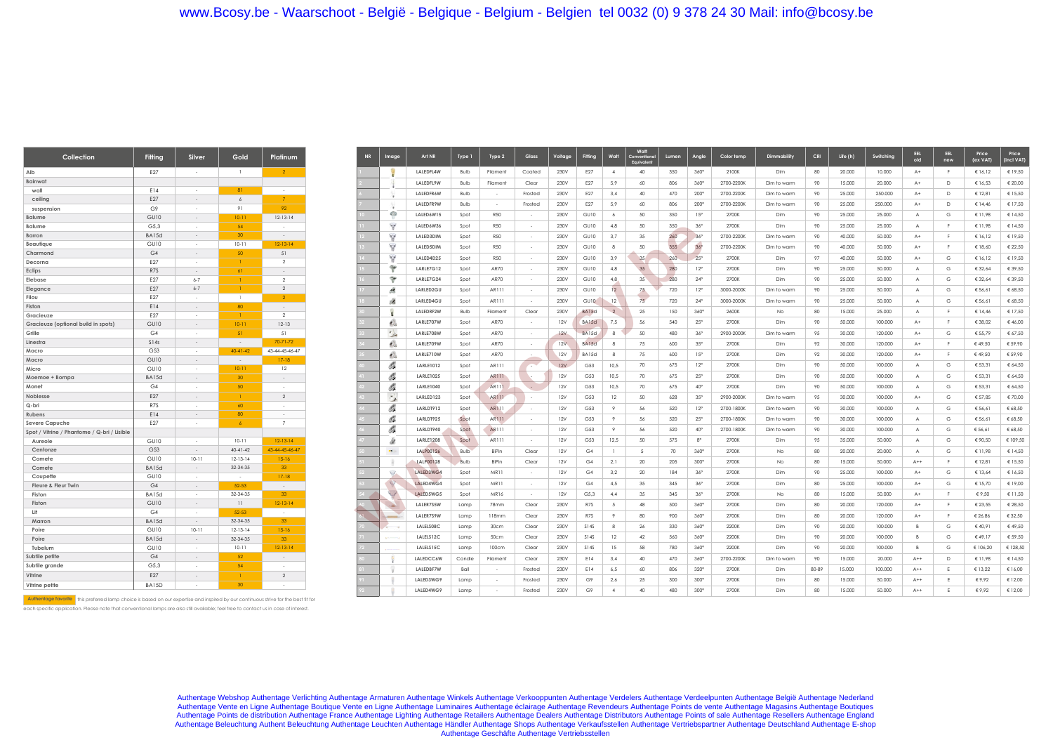www.Bcosy.be - Waarschoot - België - Belgique - Belgium - Belgien tel 0032 (0) 9 378 24 30 Mail: info@bcosy.be

| Collection | Fitting | Silver | Gold | Platinum |
|---|---|---|---|---|
| Alb | E27 | - | 1 | 2 |
| Bainwat | | | | |
| wall | E14 | - | 81 | - |
| ceiling | E27 | - | 6 | 7 |
| suspension | G9 | - | 91 | 92 |
| Balume | GU10 | - | 10-11 | 12-13-14 |
| Balume | G5,3 | - | 54 | - |
| Barron | BA15d | - | 30 | - |
| Beautique | GU10 | - | 10-11 | 12-13-14 |
| Charmond | G4 | - | 50 | 51 |
| Decorna | E27 | - | 1 | 2 |
| Eclips | R7S | - | 61 | - |
| Elebase | E27 | 6-7 | 1 | 2 |
| Elegance | E27 | 6-7 | 1 | 2 |
| Filou | E27 | - | 1 | 2 |
| Fiston | E14 | - | 80 | - |
| Gracieuze | E27 | - | 1 | 2 |
| Gracieuze (optional build in spots) | GU10 | - | 10-11 | 12-13 |
| Grille | G4 | - | 51 | 51 |
| Linestra | S14s | - | - | 70-71-72 |
| Macro | G53 | - | 40-41-42 | 43-44-45-46-47 |
| Macro | GU10 | - | - | 17-18 |
| Micro | GU10 | - | 10-11 | 12 |
| Moemoe + Bompa | BA15d | - | 30 | - |
| Monet | G4 | - | 50 | - |
| Noblesse | E27 | - | 1 | 2 |
| Q-bri | R7S | - | 60 | - |
| Rubens | E14 | - | 80 | - |
| Severe Capuche | E27 | - | 6 | 7 |
| Spot / Vitrine / Phantome / Q-bri / Lisible | | | | |
| Aureole | GU10 | - | 10-11 | 12-13-14 |
| Centonze | G53 | - | 40-41-42 | 43-44-45-46-47 |
| Comete | GU10 | 10-11 | 12-13-14 | 15-16 |
| Comete | BA15d | - | 32-34-35 | 33 |
| Coupette | GU10 | - | - | 17-18 |
| Fleure & Fleur Twin | G4 | - | 52-53 | - |
| Fiston | BA15d | - | 32-34-35 | 33 |
| Fiston | GU10 | - | 11 | 12-13-14 |
| Lit | G4 | - | 52-53 | - |
| Marron | BA15d | - | 32-34-35 | 33 |
| Poire | GU10 | 10-11 | 12-13-14 | 15-16 |
| Poire | BA15d | - | 32-34-35 | 33 |
| Tubelum | GU10 | - | 10-11 | 12-13-14 |
| Subtile petite | G4 | - | 52 | - |
| Subtile grande | G5,3 | - | 54 | - |
| Vitrine | E27 | - | 1 | 2 |
| Vitrine petite | BA15D | - | 30 | - |

Authentage favorite: this preferred lamp choice is based on our expertise and inspired by our continuous strive for the best fit for each specific application. Please note that conventional lamps are also still available: feel free to contact us in case of interest.

| NR | Image | Art NR | Type 1 | Type 2 | Glass | Voltage | Fitting | Watt | Watt Conventional Equivalent | Lumen | Angle | Color temp | Dimmability | CRI | Life (h) | Switching | EEL old | EEL new | Price (ex VAT) | Price (incl VAT) |
|---|---|---|---|---|---|---|---|---|---|---|---|---|---|---|---|---|---|---|---|---|
| 1 | | LALEDFL4W | Bulb | Filament | Coated | 230V | E27 | 4 | 40 | 350 | 360° | 2100K | Dim | 80 | 20.000 | 10.000 | A+ | F | € 16,12 | € 19,50 |
| 2 | | LALEDFL9W | Bulb | Filament | Clear | 230V | E27 | 5,9 | 60 | 806 | 360° | 2700-2200K | Dim to warm | 90 | 15.000 | 20.000 | A+ | D | € 16,53 | € 20,00 |
| 6 | | LALEDFR6W | Bulb | - | Frosted | 230V | E27 | 3,4 | 40 | 470 | 200° | 2700-2200K | Dim to warm | 90 | 25.000 | 250.000 | A+ | D | € 12,81 | € 15,50 |
| 7 | | LALEDFR9W | Bulb | - | Frosted | 230V | E27 | 5,9 | 60 | 806 | 200° | 2700-2200K | Dim to warm | 90 | 25.000 | 250.000 | A+ | D | € 14,46 | € 17,50 |
| 10 | | LALED6W15 | Spot | R50 | - | 230V | GU10 | 6 | 50 | 350 | 15° | 2700K | Dim | 90 | 25.000 | 25.000 | A | G | € 11,98 | € 14,50 |
| 11 | | LALED6W36 | Spot | R50 | - | 230V | GU10 | 4,8 | 50 | 350 | 36° | 2700K | Dim | 90 | 25.000 | 25.000 | A | F | € 11,98 | € 14,50 |
| 12 | | LALED3DIM | Spot | R50 | - | 230V | GU10 | 3,7 | 35 | 260 | 36° | 2700-2200K | Dim to warm | 90 | 40.000 | 50.000 | A+ | F | € 16,12 | € 19,50 |
| 13 | | LALED5DIM | Spot | R50 | - | 230V | GU10 | 8 | 50 | 355 | 36° | 2700-2200K | Dim to warm | 90 | 40.000 | 50.000 | A+ | F | € 18,60 | € 22,50 |
| 14 | | LALED4D25 | Spot | R50 | - | 230V | GU10 | 3,9 | 35 | 260 | 25° | 2700K | Dim | 97 | 40.000 | 50.000 | A+ | G | € 16,12 | € 19,50 |
| 15 | | LARLE7G12 | Spot | AR70 | - | 230V | GU10 | 4,8 | 35 | 280 | 12° | 2700K | Dim | 90 | 25.000 | 50.000 | A | G | € 32,64 | € 39,50 |
| 16 | | LARLE7G24 | Spot | AR70 | - | 230V | GU10 | 4,8 | 35 | 280 | 24° | 2700K | Dim | 90 | 25.000 | 50.000 | A | G | € 32,64 | € 39,50 |
| 17 | | LALED2GU | Spot | AR111 | - | 230V | GU10 | 12 | 75 | 720 | 12° | 3000-2000K | Dim to warm | 90 | 25.000 | 50.000 | A | G | € 56,61 | € 68,50 |
| 18 | | LALED4GU | Spot | AR111 | - | 230V | GU10 | 12 | 75 | 720 | 24° | 3000-2000K | Dim to warm | 90 | 25.000 | 50.000 | A | G | € 56,61 | € 68,50 |
| 30 | | LALEDRF2W | Bulb | Filament | Clear | 230V | BA15d | 2 | 25 | 150 | 360° | 2600K | No | 80 | 15.000 | 25.000 | A | F | € 14,46 | € 17,50 |
| 32 | | LARLE707W | Spot | AR70 | - | 12V | BA15d | 7,5 | 56 | 540 | 25° | 2700K | Dim | 90 | 50.000 | 100.000 | A+ | F | € 38,02 | € 46,00 |
| 33 | | LARLE708W | Spot | AR70 | - | 12V | BA15d | 8 | 50 | 480 | 36° | 2900-2000K | Dim to warm | 95 | 30.000 | 120.000 | A+ | G | € 55,79 | € 67,50 |
| 34 | | LARLE709W | Spot | AR70 | - | 12V | BA15d | 8 | 75 | 600 | 35° | 2700K | Dim | 92 | 30.000 | 120.000 | A+ | F | € 49,50 | € 59,90 |
| 35 | | LARLE710W | Spot | AR70 | - | 12V | BA15d | 8 | 75 | 600 | 15° | 2700K | Dim | 92 | 30.000 | 120.000 | A+ | F | € 49,50 | € 59,90 |
| 40 | | LARLE1012 | Spot | AR111 | - | 12V | G53 | 10,5 | 70 | 675 | 12° | 2700K | Dim | 90 | 50.000 | 100.000 | A | G | € 53,31 | € 64,50 |
| 41 | | LARLE1025 | Spot | AR111 | - | 12V | G53 | 10,5 | 70 | 675 | 25° | 2700K | Dim | 90 | 50.000 | 100.000 | A | G | € 53,31 | € 64,50 |
| 42 | | LARLE1040 | Spot | AR111 | - | 12V | G53 | 10,5 | 70 | 675 | 40° | 2700K | Dim | 90 | 50.000 | 100.000 | A | G | € 53,31 | € 64,50 |
| 43 | | LARLED123 | Spot | AR111 | - | 12V | G53 | 12 | 50 | 628 | 35° | 2900-2000K | Dim to warm | 95 | 30.000 | 100.000 | A+ | G | € 57,85 | € 70,00 |
| 44 | | LARLDT912 | Spot | AR111 | - | 12V | G53 | 9 | 56 | 520 | 12° | 2700-1800K | Dim to warm | 90 | 30.000 | 100.000 | A | G | € 56,61 | € 68,50 |
| 45 | | LARLDT925 | Spot | AR111 | - | 12V | G53 | 9 | 56 | 520 | 25° | 2700-1800K | Dim to warm | 90 | 30.000 | 100.000 | A | G | € 56,61 | € 68,50 |
| 46 | | LARLDT940 | Spot | AR111 | - | 12V | G53 | 9 | 56 | 520 | 40° | 2700-1800K | Dim to warm | 90 | 30.000 | 100.000 | A | G | € 56,61 | € 68,50 |
| 47 | | LARLE1208 | Spot | AR111 | - | 12V | G53 | 12,5 | 50 | 575 | 8° | 2700K | Dim | 95 | 35.000 | 50.000 | A | G | € 90,50 | € 109,50 |
| 50 | | LALP00126 | Bulb | BiPin | Clear | 12V | G4 | 1 | 5 | 70 | 360° | 2700K | No | 80 | 20.000 | 20.000 | A | G | € 11,98 | € 14,50 |
| 51 | | LALP00128 | Bulb | BiPin | Clear | 12V | G4 | 2,1 | 20 | 205 | 300° | 2700K | No | 80 | 15.000 | 50.000 | A++ | F | € 12,81 | € 15,50 |
| 52 | | LALED3WG4 | Spot | MR11 | - | 12V | G4 | 3,2 | 20 | 184 | 36° | 2700K | Dim | 80 | 25.000 | 100.000 | A+ | G | € 13,64 | € 16,50 |
| 53 | | LALED4WG4 | Spot | MR11 | - | 12V | G4 | 4,5 | 35 | 345 | 36° | 2700K | Dim | 80 | 25.000 | 100.000 | A+ | G | € 15,70 | € 19,00 |
| 54 | | LALED5WG5 | Spot | MR16 | - | 12V | G5,3 | 4,4 | 35 | 345 | 36° | 2700K | No | 80 | 15.000 | 50.000 | A+ | F | € 9,50 | € 11,50 |
| 60 | | LALER7S5W | Lamp | 78mm | Clear | 230V | R7S | 5 | 48 | 500 | 360° | 2700K | Dim | 80 | 20.000 | 120.000 | A+ | F | € 23,55 | € 28,50 |
| 61 | | LALER7S9W | Lamp | 118mm | Clear | 230V | R7S | 9 | 80 | 900 | 360° | 2700K | Dim | 80 | 20.000 | 120.000 | A+ | F | € 26,86 | € 32,50 |
| 70 | | LALELS08C | Lamp | 30cm | Clear | 230V | S14S | 8 | 26 | 330 | 360° | 2200K | Dim | 90 | 20.000 | 100.000 | B | G | € 40,91 | € 49,50 |
| 71 | | LALELS12C | Lamp | 50cm | Clear | 230V | S14S | 12 | 42 | 560 | 360° | 2200K | Dim | 90 | 20.000 | 100.000 | B | G | € 49,17 | € 59,50 |
| 72 | | LALELS15C | Lamp | 100cm | Clear | 230V | S14S | 15 | 58 | 780 | 360° | 2200K | Dim | 90 | 20.000 | 100.000 | B | G | € 106,20 | € 128,50 |
| 80 | | LALEDCC6W | Candle | Filament | Clear | 230V | E14 | 3,4 | 40 | 470 | 360° | 2700-2200K | Dim to warm | 90 | 15.000 | 20.000 | A++ | D | € 11,98 | € 14,50 |
| 81 | | LALED8F7W | Ball | - | Frosted | 230V | E14 | 6,5 | 60 | 806 | 320° | 2700K | Dim | 80-89 | 15.000 | 100.000 | A++ | E | € 13,22 | € 16,00 |
| 91 | | LALED3WG9 | Lamp | - | Frosted | 230V | G9 | 2,6 | 25 | 300 | 300° | 2700K | Dim | 80 | 15.000 | 50.000 | A++ | E | € 9,92 | € 12,00 |
| 92 | | LALED4WG9 | Lamp | - | Frosted | 230V | G9 | 4 | 40 | 480 | 300° | 2700K | Dim | 80 | 15.000 | 50.000 | A++ | E | € 9,92 | € 12,00 |

Authentage Webshop Authentage Verlichting Authentage Armaturen Authentage Winkels Authentage Verkooppunten Authentage Verdelers Authentage Verdeelpunten Authentage België Authentage Nederland Authentage Vente en Ligne Authentage Boutique Vente en Ligne Authentage Luminaires Authentage éclairage Authentage Revendeurs Authentage Points de vente Authentage Magasins Authentage Boutiques Authentage Points de distribution Authentage France Authentage Lighting Authentage Retailers Authentage Dealers Authentage Distributors Authentage Points of sale Authentage Resellers Authentage England Authentage Beleuchtung Authent Beleuchtung Authentage Leuchten Authentage Händler Authentage Shops Authentage Verkaufsstellen Authentage Vertriebspartner Authentage Deutschland Authentage E-shop Authentage Geschäfte Authentage Vertriebsstellen